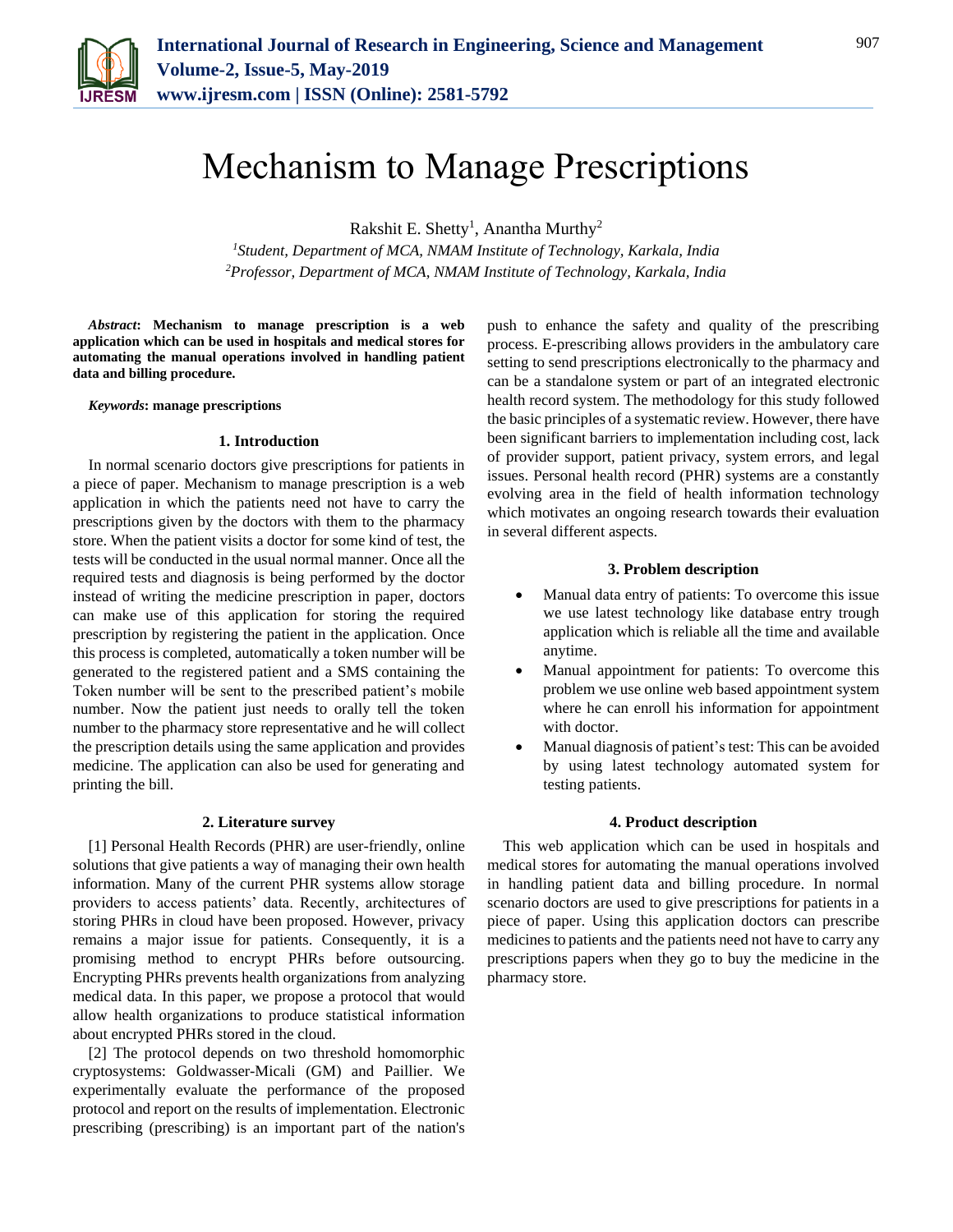# Mechanism to Manage Prescriptions

Rakshit E. Shetty[1], Anantha Murthy[2]

[1]*Student, Department of MCA, NMAM Institute of Technology, Karkala, India*
[2]*Professor, Department of MCA, NMAM Institute of Technology, Karkala, India*

***Abstract*: Mechanism to manage prescription is a web application which can be used in hospitals and medical stores for automating the manual operations involved in handling patient data and billing procedure.**

***Keywords*: manage prescriptions**

## 1. Introduction

In normal scenario doctors give prescriptions for patients in a piece of paper. Mechanism to manage prescription is a web application in which the patients need not have to carry the prescriptions given by the doctors with them to the pharmacy store. When the patient visits a doctor for some kind of test, the tests will be conducted in the usual normal manner. Once all the required tests and diagnosis is being performed by the doctor instead of writing the medicine prescription in paper, doctors can make use of this application for storing the required prescription by registering the patient in the application. Once this process is completed, automatically a token number will be generated to the registered patient and a SMS containing the Token number will be sent to the prescribed patient's mobile number. Now the patient just needs to orally tell the token number to the pharmacy store representative and he will collect the prescription details using the same application and provides medicine. The application can also be used for generating and printing the bill.

## 2. Literature survey

[1] Personal Health Records (PHR) are user-friendly, online solutions that give patients a way of managing their own health information. Many of the current PHR systems allow storage providers to access patients' data. Recently, architectures of storing PHRs in cloud have been proposed. However, privacy remains a major issue for patients. Consequently, it is a promising method to encrypt PHRs before outsourcing. Encrypting PHRs prevents health organizations from analyzing medical data. In this paper, we propose a protocol that would allow health organizations to produce statistical information about encrypted PHRs stored in the cloud.

[2] The protocol depends on two threshold homomorphic cryptosystems: Goldwasser-Micali (GM) and Paillier. We experimentally evaluate the performance of the proposed protocol and report on the results of implementation. Electronic prescribing (prescribing) is an important part of the nation's push to enhance the safety and quality of the prescribing process. E-prescribing allows providers in the ambulatory care setting to send prescriptions electronically to the pharmacy and can be a standalone system or part of an integrated electronic health record system. The methodology for this study followed the basic principles of a systematic review. However, there have been significant barriers to implementation including cost, lack of provider support, patient privacy, system errors, and legal issues. Personal health record (PHR) systems are a constantly evolving area in the field of health information technology which motivates an ongoing research towards their evaluation in several different aspects.

## 3. Problem description

- Manual data entry of patients: To overcome this issue we use latest technology like database entry trough application which is reliable all the time and available anytime.
- Manual appointment for patients: To overcome this problem we use online web based appointment system where he can enroll his information for appointment with doctor.
- Manual diagnosis of patient's test: This can be avoided by using latest technology automated system for testing patients.

## 4. Product description

This web application which can be used in hospitals and medical stores for automating the manual operations involved in handling patient data and billing procedure. In normal scenario doctors are used to give prescriptions for patients in a piece of paper. Using this application doctors can prescribe medicines to patients and the patients need not have to carry any prescriptions papers when they go to buy the medicine in the pharmacy store.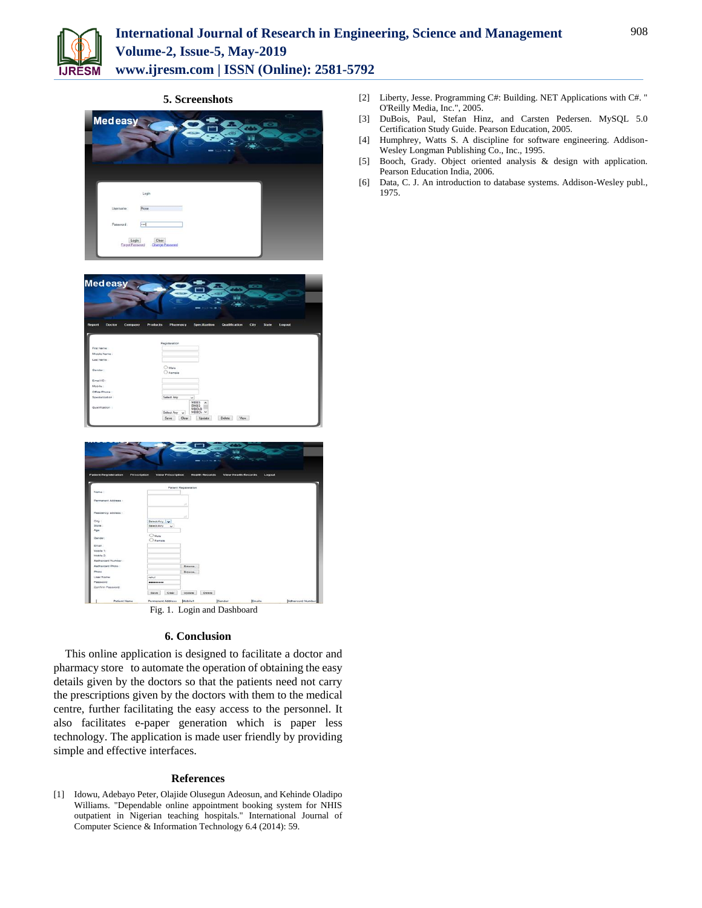## 5. Screenshots

Fig. 1. Login and Dashboard

## 6. Conclusion

This online application is designed to facilitate a doctor and pharmacy store to automate the operation of obtaining the easy details given by the doctors so that the patients need not carry the prescriptions given by the doctors with them to the medical centre, further facilitating the easy access to the personnel. It also facilitates e-paper generation which is paper less technology. The application is made user friendly by providing simple and effective interfaces.

## References

[1] Idowu, Adebayo Peter, Olajide Olusegun Adeosun, and Kehinde Oladipo Williams. "Dependable online appointment booking system for NHIS outpatient in Nigerian teaching hospitals." International Journal of Computer Science & Information Technology 6.4 (2014): 59.

[2] Liberty, Jesse. Programming C#: Building. NET Applications with C#. " O'Reilly Media, Inc.", 2005.

[3] DuBois, Paul, Stefan Hinz, and Carsten Pedersen. MySQL 5.0 Certification Study Guide. Pearson Education, 2005.

[4] Humphrey, Watts S. A discipline for software engineering. Addison-Wesley Longman Publishing Co., Inc., 1995.

[5] Booch, Grady. Object oriented analysis & design with application. Pearson Education India, 2006.

[6] Data, C. J. An introduction to database systems. Addison-Wesley publ., 1975.